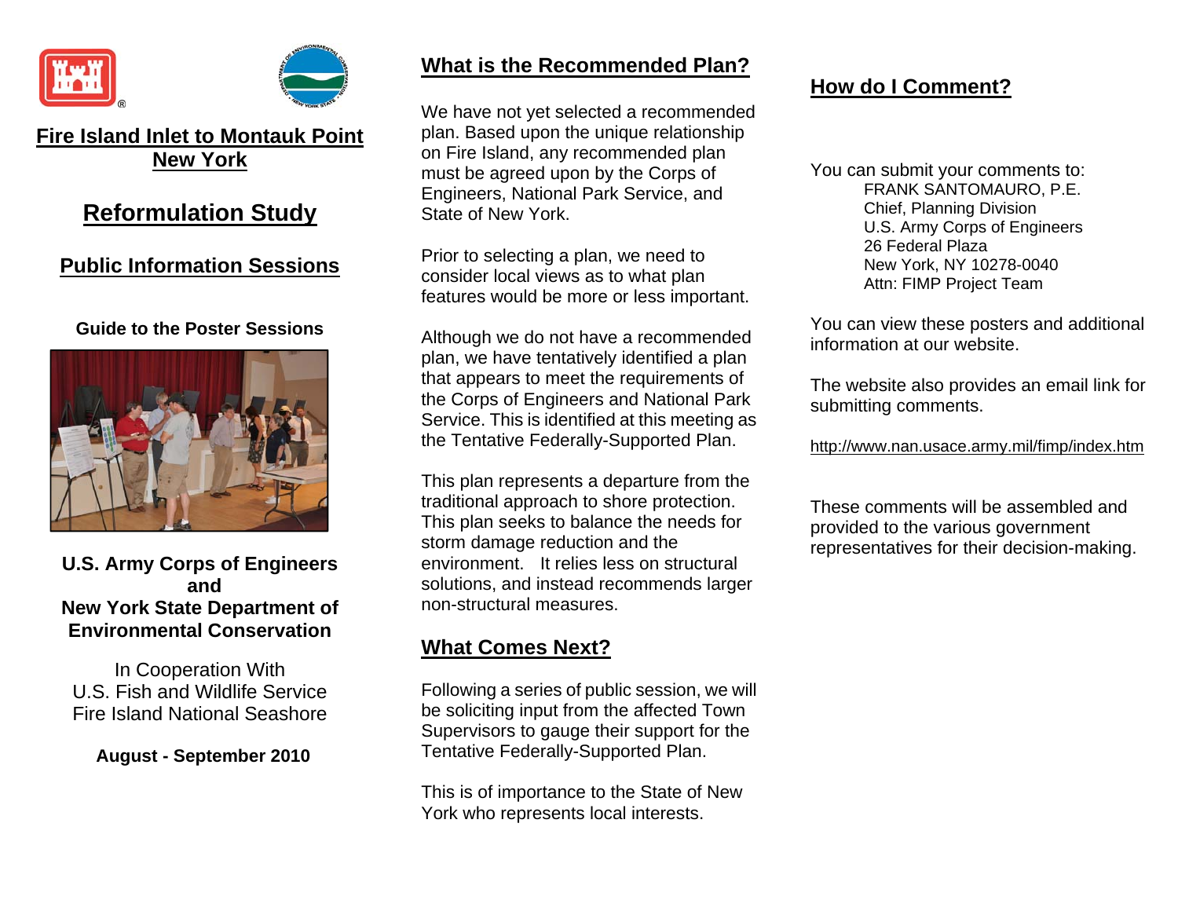# Fire Island Inlet to Montauk Point New York

## Reformulation Study

## Public Information Sessions

**Guide to the Poster Sessions**

**U.S. Army Corps of Engineers and New York State Department of Environmental Conservation**

In Cooperation With
U.S. Fish and Wildlife Service
Fire Island National Seashore

**August - September 2010**

## What is the Recommended Plan?

We have not yet selected a recommended plan. Based upon the unique relationship on Fire Island, any recommended plan must be agreed upon by the Corps of Engineers, National Park Service, and State of New York.

Prior to selecting a plan, we need to consider local views as to what plan features would be more or less important.

Although we do not have a recommended plan, we have tentatively identified a plan that appears to meet the requirements of the Corps of Engineers and National Park Service. This is identified at this meeting as the Tentative Federally-Supported Plan.

This plan represents a departure from the traditional approach to shore protection. This plan seeks to balance the needs for storm damage reduction and the environment. It relies less on structural solutions, and instead recommends larger non-structural measures.

## What Comes Next?

Following a series of public session, we will be soliciting input from the affected Town Supervisors to gauge their support for the Tentative Federally-Supported Plan.

This is of importance to the State of New York who represents local interests.

## How do I Comment?

You can submit your comments to:

FRANK SANTOMAURO, P.E.
Chief, Planning Division
U.S. Army Corps of Engineers
26 Federal Plaza
New York, NY 10278-0040
Attn: FIMP Project Team

You can view these posters and additional information at our website.

The website also provides an email link for submitting comments.

http://www.nan.usace.army.mil/fimp/index.htm

These comments will be assembled and provided to the various government representatives for their decision-making.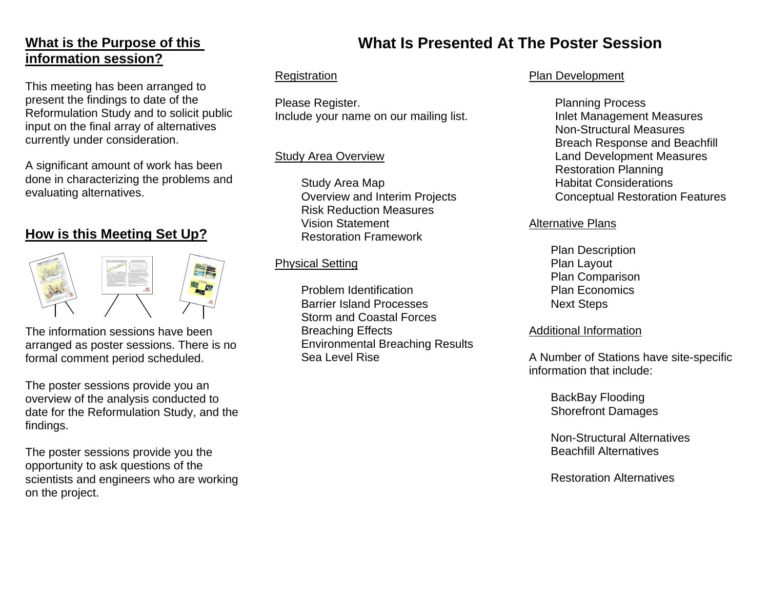## What is the Purpose of this information session?

This meeting has been arranged to present the findings to date of the Reformulation Study and to solicit public input on the final array of alternatives currently under consideration.

A significant amount of work has been done in characterizing the problems and evaluating alternatives.

## How is this Meeting Set Up?

The information sessions have been arranged as poster sessions. There is no formal comment period scheduled.

The poster sessions provide you an overview of the analysis conducted to date for the Reformulation Study, and the findings.

The poster sessions provide you the opportunity to ask questions of the scientists and engineers who are working on the project.

# What Is Presented At The Poster Session

Registration

Please Register.
Include your name on our mailing list.

Study Area Overview

- Study Area Map
- Overview and Interim Projects
- Risk Reduction Measures
- Vision Statement
- Restoration Framework

Physical Setting

- Problem Identification
- Barrier Island Processes
- Storm and Coastal Forces
- Breaching Effects
- Environmental Breaching Results
- Sea Level Rise

Plan Development

- Planning Process
- Inlet Management Measures
- Non-Structural Measures
- Breach Response and Beachfill
- Land Development Measures
- Restoration Planning
- Habitat Considerations
- Conceptual Restoration Features

Alternative Plans

- Plan Description
- Plan Layout
- Plan Comparison
- Plan Economics
- Next Steps

Additional Information

A Number of Stations have site-specific information that include:

- BackBay Flooding
- Shorefront Damages

- Non-Structural Alternatives
- Beachfill Alternatives

- Restoration Alternatives